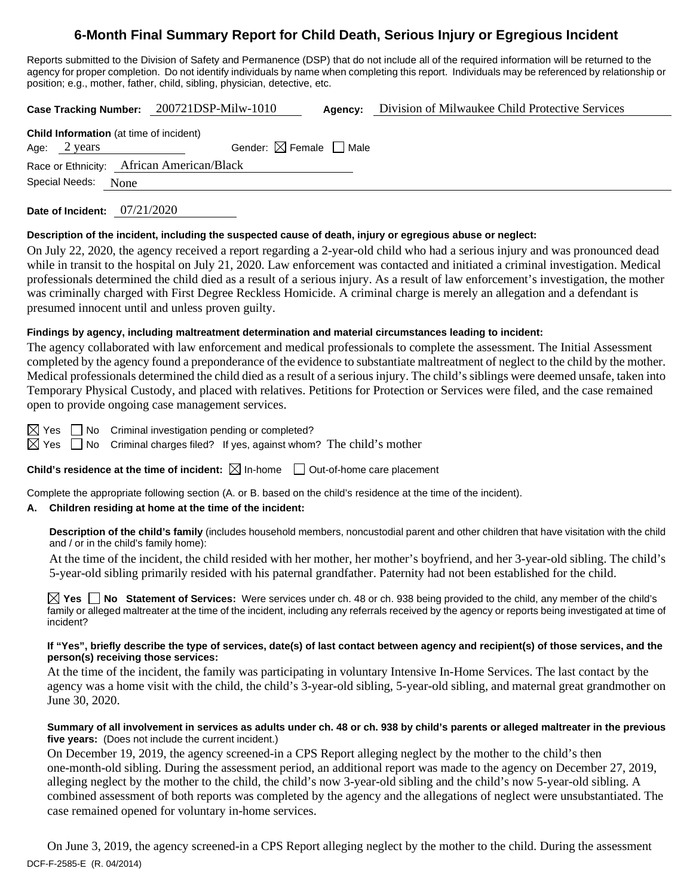# 6-Month Final Summary Report for Child Death, Serious Injury or Egregious Incident

Reports submitted to the Division of Safety and Permanence (DSP) that do not include all of the required information will be returned to the agency for proper completion. Do not identify individuals by name when completing this report. Individuals may be referenced by relationship or position; e.g., mother, father, child, sibling, physician, detective, etc.

**Case Tracking Number:** 200721DSP-Milw-1010 **Agency:** Division of Milwaukee Child Protective Services

**Child Information** (at time of incident)

Age: 2 years Gender: ☒ Female ☐ Male

Race or Ethnicity: African American/Black

Special Needs: None

**Date of Incident:** 07/21/2020

**Description of the incident, including the suspected cause of death, injury or egregious abuse or neglect:**

On July 22, 2020, the agency received a report regarding a 2-year-old child who had a serious injury and was pronounced dead while in transit to the hospital on July 21, 2020. Law enforcement was contacted and initiated a criminal investigation. Medical professionals determined the child died as a result of a serious injury. As a result of law enforcement's investigation, the mother was criminally charged with First Degree Reckless Homicide. A criminal charge is merely an allegation and a defendant is presumed innocent until and unless proven guilty.

**Findings by agency, including maltreatment determination and material circumstances leading to incident:**

The agency collaborated with law enforcement and medical professionals to complete the assessment. The Initial Assessment completed by the agency found a preponderance of the evidence to substantiate maltreatment of neglect to the child by the mother. Medical professionals determined the child died as a result of a serious injury. The child's siblings were deemed unsafe, taken into Temporary Physical Custody, and placed with relatives. Petitions for Protection or Services were filed, and the case remained open to provide ongoing case management services.

☒ Yes ☐ No Criminal investigation pending or completed?

☒ Yes ☐ No Criminal charges filed? If yes, against whom? The child's mother

**Child's residence at the time of incident:** ☒ In-home ☐ Out-of-home care placement

Complete the appropriate following section (A. or B. based on the child's residence at the time of the incident).

**A. Children residing at home at the time of the incident:**

**Description of the child's family** (includes household members, noncustodial parent and other children that have visitation with the child and / or in the child's family home):

At the time of the incident, the child resided with her mother, her mother's boyfriend, and her 3-year-old sibling. The child's 5-year-old sibling primarily resided with his paternal grandfather. Paternity had not been established for the child.

☒ **Yes** ☐ **No Statement of Services:** Were services under ch. 48 or ch. 938 being provided to the child, any member of the child's family or alleged maltreater at the time of the incident, including any referrals received by the agency or reports being investigated at time of incident?

**If "Yes", briefly describe the type of services, date(s) of last contact between agency and recipient(s) of those services, and the person(s) receiving those services:**

At the time of the incident, the family was participating in voluntary Intensive In-Home Services. The last contact by the agency was a home visit with the child, the child's 3-year-old sibling, 5-year-old sibling, and maternal great grandmother on June 30, 2020.

**Summary of all involvement in services as adults under ch. 48 or ch. 938 by child's parents or alleged maltreater in the previous five years:** (Does not include the current incident.)

On December 19, 2019, the agency screened-in a CPS Report alleging neglect by the mother to the child's then one-month-old sibling. During the assessment period, an additional report was made to the agency on December 27, 2019, alleging neglect by the mother to the child, the child's now 3-year-old sibling and the child's now 5-year-old sibling. A combined assessment of both reports was completed by the agency and the allegations of neglect were unsubstantiated. The case remained opened for voluntary in-home services.

On June 3, 2019, the agency screened-in a CPS Report alleging neglect by the mother to the child. During the assessment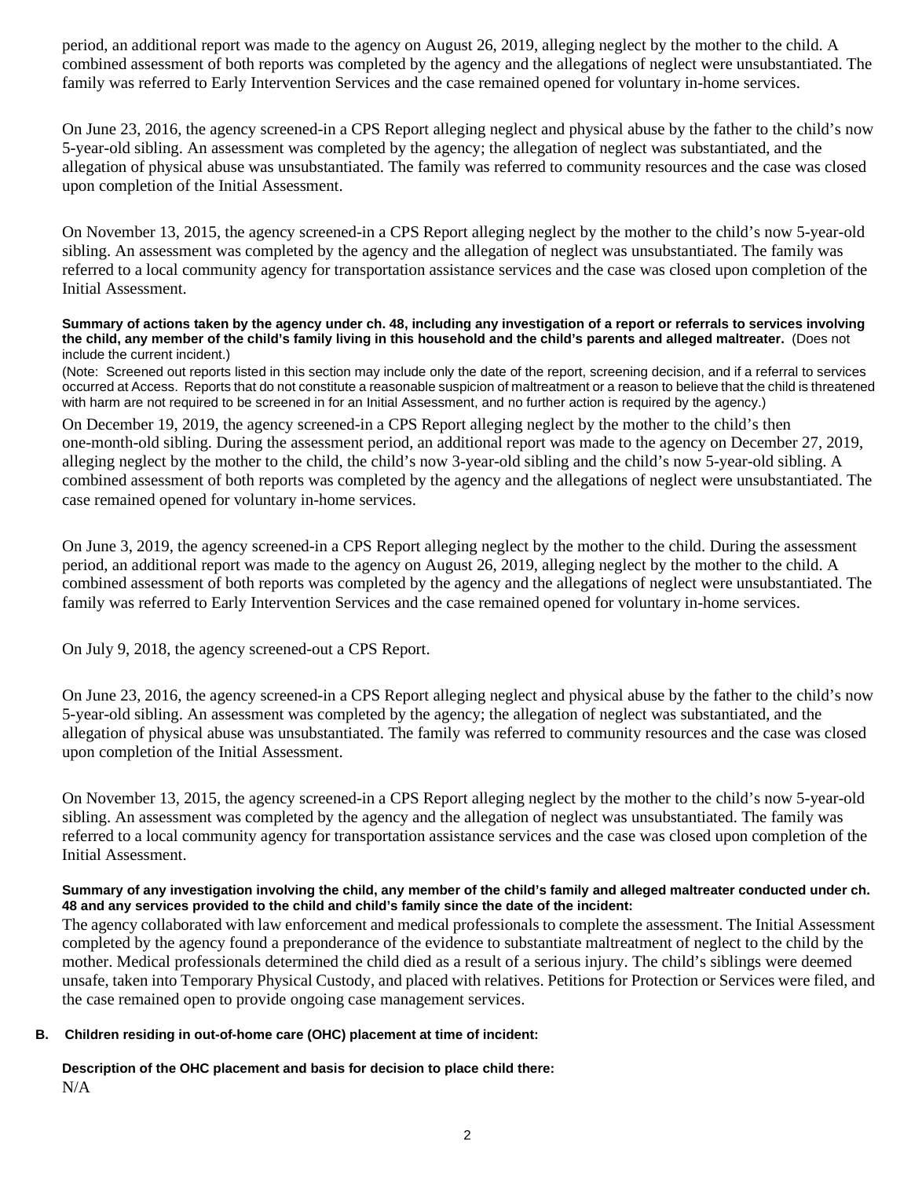period, an additional report was made to the agency on August 26, 2019, alleging neglect by the mother to the child. A combined assessment of both reports was completed by the agency and the allegations of neglect were unsubstantiated. The family was referred to Early Intervention Services and the case remained opened for voluntary in-home services.

On June 23, 2016, the agency screened-in a CPS Report alleging neglect and physical abuse by the father to the child's now 5-year-old sibling. An assessment was completed by the agency; the allegation of neglect was substantiated, and the allegation of physical abuse was unsubstantiated. The family was referred to community resources and the case was closed upon completion of the Initial Assessment.

On November 13, 2015, the agency screened-in a CPS Report alleging neglect by the mother to the child's now 5-year-old sibling. An assessment was completed by the agency and the allegation of neglect was unsubstantiated. The family was referred to a local community agency for transportation assistance services and the case was closed upon completion of the Initial Assessment.

**Summary of actions taken by the agency under ch. 48, including any investigation of a report or referrals to services involving the child, any member of the child's family living in this household and the child's parents and alleged maltreater.** (Does not include the current incident.)

(Note: Screened out reports listed in this section may include only the date of the report, screening decision, and if a referral to services occurred at Access. Reports that do not constitute a reasonable suspicion of maltreatment or a reason to believe that the child is threatened with harm are not required to be screened in for an Initial Assessment, and no further action is required by the agency.)

On December 19, 2019, the agency screened-in a CPS Report alleging neglect by the mother to the child's then one-month-old sibling. During the assessment period, an additional report was made to the agency on December 27, 2019, alleging neglect by the mother to the child, the child's now 3-year-old sibling and the child's now 5-year-old sibling. A combined assessment of both reports was completed by the agency and the allegations of neglect were unsubstantiated. The case remained opened for voluntary in-home services.

On June 3, 2019, the agency screened-in a CPS Report alleging neglect by the mother to the child. During the assessment period, an additional report was made to the agency on August 26, 2019, alleging neglect by the mother to the child. A combined assessment of both reports was completed by the agency and the allegations of neglect were unsubstantiated. The family was referred to Early Intervention Services and the case remained opened for voluntary in-home services.

On July 9, 2018, the agency screened-out a CPS Report.

On June 23, 2016, the agency screened-in a CPS Report alleging neglect and physical abuse by the father to the child's now 5-year-old sibling. An assessment was completed by the agency; the allegation of neglect was substantiated, and the allegation of physical abuse was unsubstantiated. The family was referred to community resources and the case was closed upon completion of the Initial Assessment.

On November 13, 2015, the agency screened-in a CPS Report alleging neglect by the mother to the child's now 5-year-old sibling. An assessment was completed by the agency and the allegation of neglect was unsubstantiated. The family was referred to a local community agency for transportation assistance services and the case was closed upon completion of the Initial Assessment.

**Summary of any investigation involving the child, any member of the child's family and alleged maltreater conducted under ch. 48 and any services provided to the child and child's family since the date of the incident:**

The agency collaborated with law enforcement and medical professionals to complete the assessment. The Initial Assessment completed by the agency found a preponderance of the evidence to substantiate maltreatment of neglect to the child by the mother. Medical professionals determined the child died as a result of a serious injury. The child's siblings were deemed unsafe, taken into Temporary Physical Custody, and placed with relatives. Petitions for Protection or Services were filed, and the case remained open to provide ongoing case management services.

**B. Children residing in out-of-home care (OHC) placement at time of incident:**

**Description of the OHC placement and basis for decision to place child there:**

N/A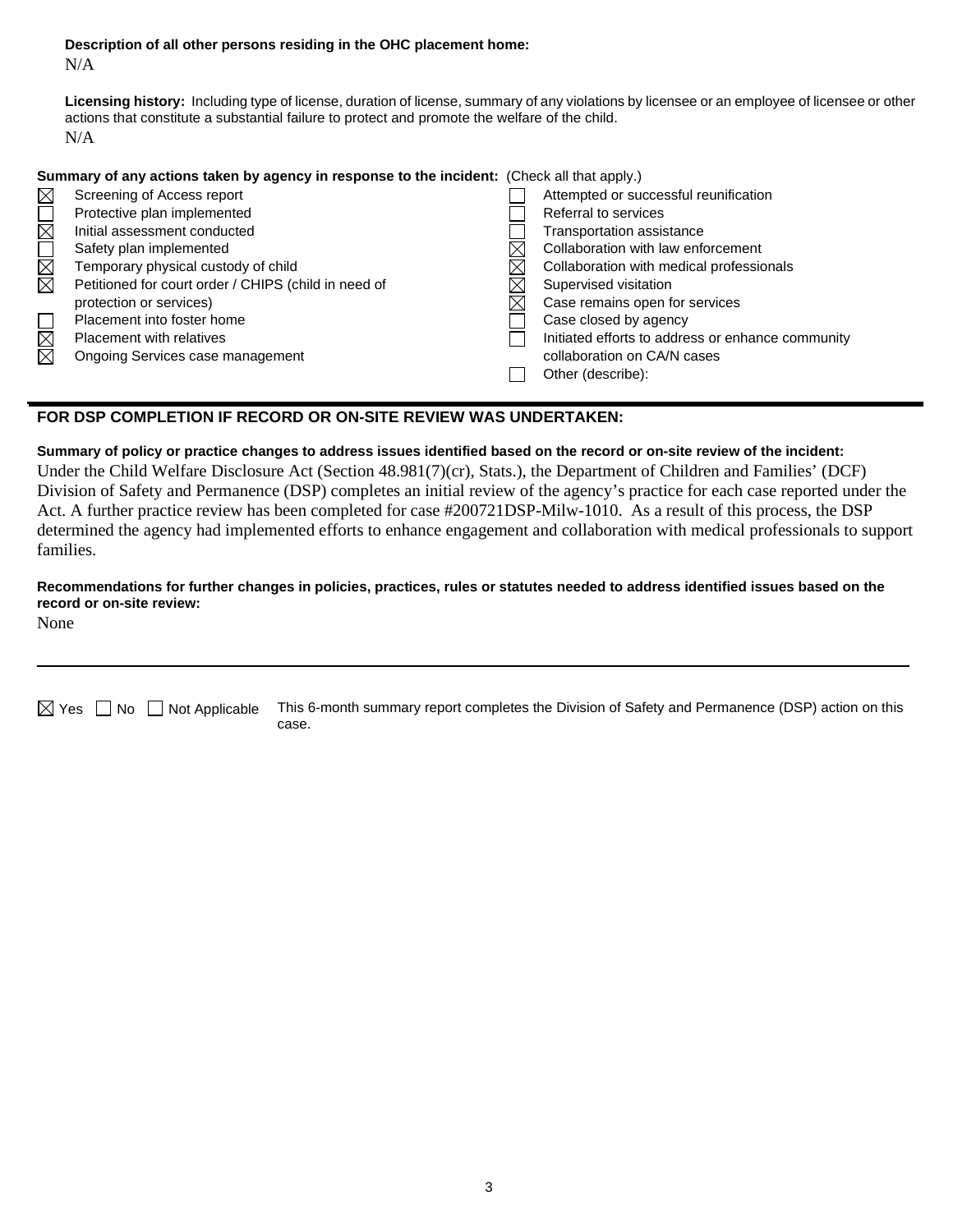**Description of all other persons residing in the OHC placement home:**

N/A

**Licensing history:** Including type of license, duration of license, summary of any violations by licensee or an employee of licensee or other actions that constitute a substantial failure to protect and promote the welfare of the child.

N/A

**Summary of any actions taken by agency in response to the incident:** (Check all that apply.)

- ☒ Screening of Access report
- ☐ Protective plan implemented
- ☒ Initial assessment conducted
- ☐ Safety plan implemented
- ☒ Temporary physical custody of child
- ☒ Petitioned for court order / CHIPS (child in need of protection or services)
- ☐ Placement into foster home
- ☒ Placement with relatives
- ☒ Ongoing Services case management
- ☐ Attempted or successful reunification
- ☐ Referral to services
- ☐ Transportation assistance
- ☒ Collaboration with law enforcement
- ☒ Collaboration with medical professionals
- ☒ Supervised visitation
- ☒ Case remains open for services
- ☐ Case closed by agency
- ☐ Initiated efforts to address or enhance community collaboration on CA/N cases
- ☐ Other (describe):

## FOR DSP COMPLETION IF RECORD OR ON-SITE REVIEW WAS UNDERTAKEN:

**Summary of policy or practice changes to address issues identified based on the record or on-site review of the incident:**

Under the Child Welfare Disclosure Act (Section 48.981(7)(cr), Stats.), the Department of Children and Families' (DCF) Division of Safety and Permanence (DSP) completes an initial review of the agency's practice for each case reported under the Act. A further practice review has been completed for case #200721DSP-Milw-1010. As a result of this process, the DSP determined the agency had implemented efforts to enhance engagement and collaboration with medical professionals to support families.

**Recommendations for further changes in policies, practices, rules or statutes needed to address identified issues based on the record or on-site review:**

None

☒ Yes ☐ No ☐ Not Applicable This 6-month summary report completes the Division of Safety and Permanence (DSP) action on this case.